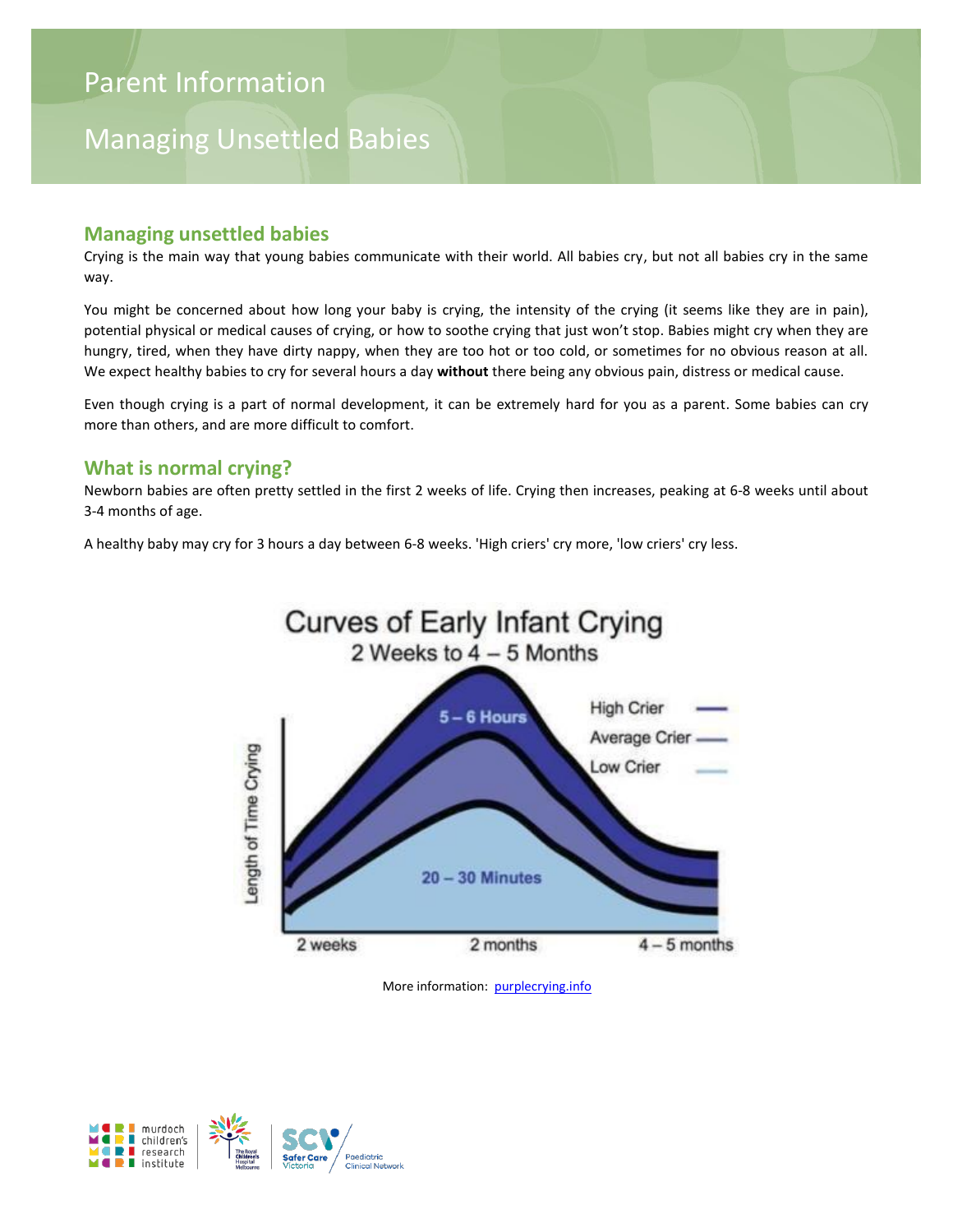# Parent Information

# Managing Unsettled Babies

## Managing unsettled babies

Crying is the main way that young babies communicate with their world. All babies cry, but not all babies cry in the same way.

You might be concerned about how long your baby is crying, the intensity of the crying (it seems like they are in pain), potential physical or medical causes of crying, or how to soothe crying that just won't stop. Babies might cry when they are hungry, tired, when they have dirty nappy, when they are too hot or too cold, or sometimes for no obvious reason at all. We expect healthy babies to cry for several hours a day **without** there being any obvious pain, distress or medical cause.

Even though crying is a part of normal development, it can be extremely hard for you as a parent. Some babies can cry more than others, and are more difficult to comfort.

## What is normal crying?

Newborn babies are often pretty settled in the first 2 weeks of life. Crying then increases, peaking at 6-8 weeks until about 3-4 months of age.

A healthy baby may cry for 3 hours a day between 6-8 weeks. 'High criers' cry more, 'low criers' cry less.

Curves of Early Infant Crying
2 Weeks to 4 – 5 Months

More information: purplecrying.info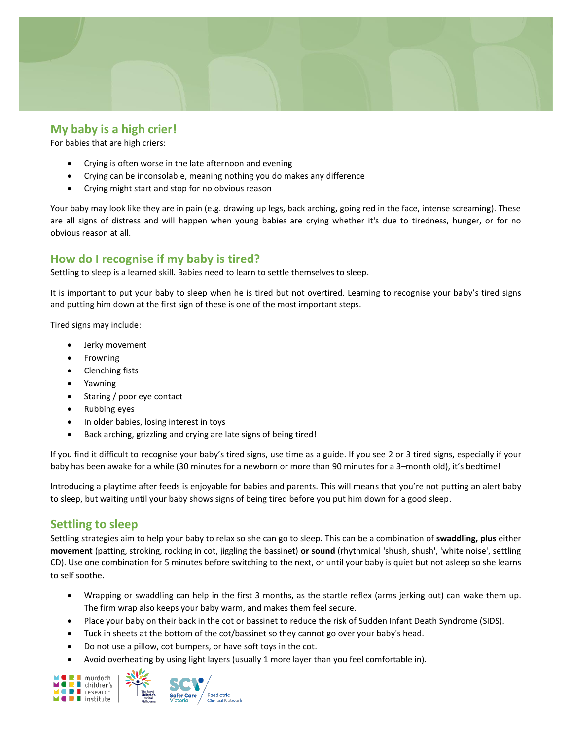## My baby is a high crier!

For babies that are high criers:

- Crying is often worse in the late afternoon and evening
- Crying can be inconsolable, meaning nothing you do makes any difference
- Crying might start and stop for no obvious reason

Your baby may look like they are in pain (e.g. drawing up legs, back arching, going red in the face, intense screaming). These are all signs of distress and will happen when young babies are crying whether it's due to tiredness, hunger, or for no obvious reason at all.

## How do I recognise if my baby is tired?

Settling to sleep is a learned skill. Babies need to learn to settle themselves to sleep.

It is important to put your baby to sleep when he is tired but not overtired. Learning to recognise your baby's tired signs and putting him down at the first sign of these is one of the most important steps.

Tired signs may include:

- Jerky movement
- Frowning
- Clenching fists
- Yawning
- Staring / poor eye contact
- Rubbing eyes
- In older babies, losing interest in toys
- Back arching, grizzling and crying are late signs of being tired!

If you find it difficult to recognise your baby's tired signs, use time as a guide. If you see 2 or 3 tired signs, especially if your baby has been awake for a while (30 minutes for a newborn or more than 90 minutes for a 3–month old), it's bedtime!

Introducing a playtime after feeds is enjoyable for babies and parents. This will means that you're not putting an alert baby to sleep, but waiting until your baby shows signs of being tired before you put him down for a good sleep.

## Settling to sleep

Settling strategies aim to help your baby to relax so she can go to sleep. This can be a combination of **swaddling, plus** either **movement** (patting, stroking, rocking in cot, jiggling the bassinet) **or sound** (rhythmical 'shush, shush', 'white noise', settling CD). Use one combination for 5 minutes before switching to the next, or until your baby is quiet but not asleep so she learns to self soothe.

- Wrapping or swaddling can help in the first 3 months, as the startle reflex (arms jerking out) can wake them up. The firm wrap also keeps your baby warm, and makes them feel secure.
- Place your baby on their back in the cot or bassinet to reduce the risk of Sudden Infant Death Syndrome (SIDS).
- Tuck in sheets at the bottom of the cot/bassinet so they cannot go over your baby's head.
- Do not use a pillow, cot bumpers, or have soft toys in the cot.
- Avoid overheating by using light layers (usually 1 more layer than you feel comfortable in).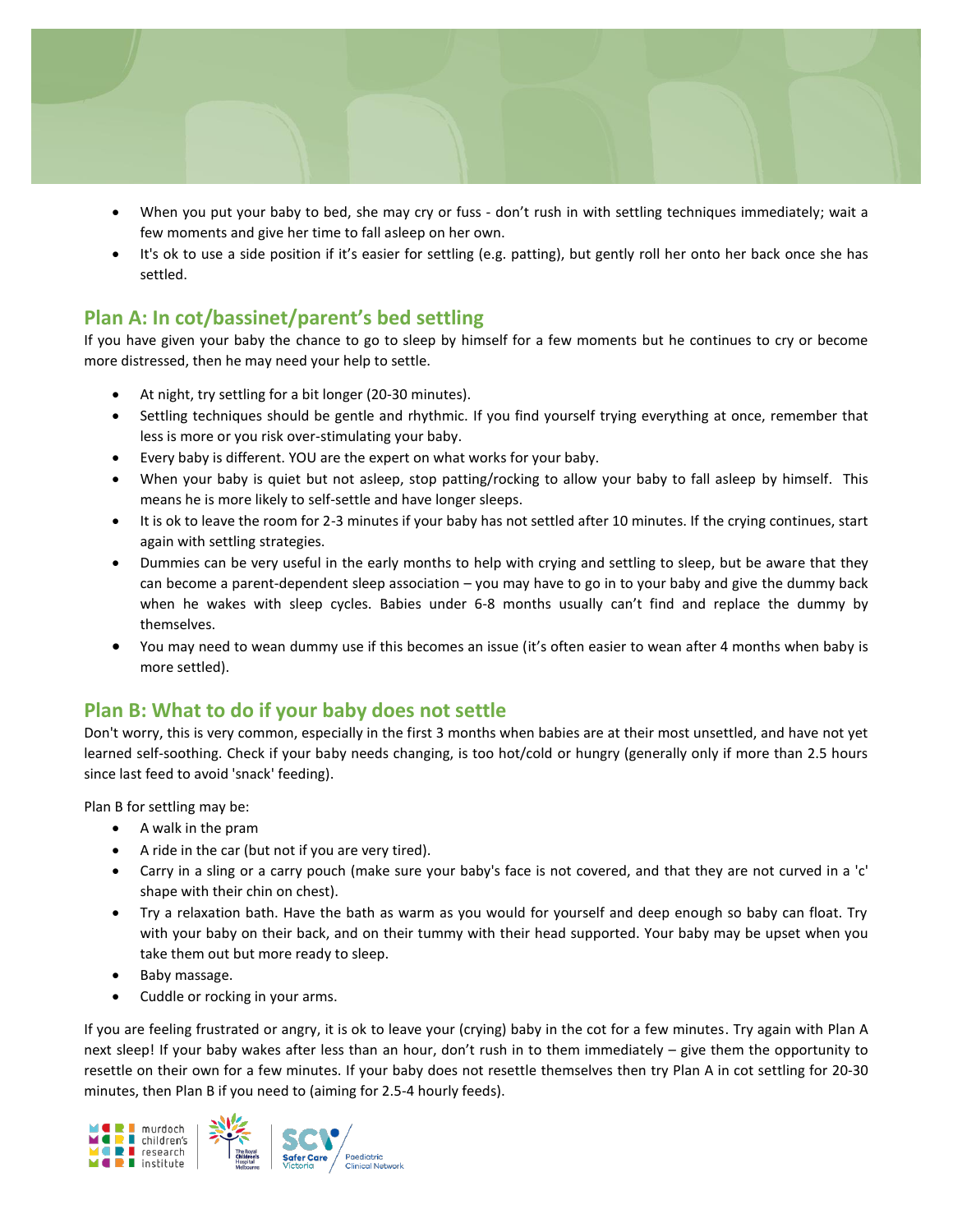- When you put your baby to bed, she may cry or fuss - don't rush in with settling techniques immediately; wait a few moments and give her time to fall asleep on her own.
- It's ok to use a side position if it's easier for settling (e.g. patting), but gently roll her onto her back once she has settled.

## Plan A: In cot/bassinet/parent's bed settling

If you have given your baby the chance to go to sleep by himself for a few moments but he continues to cry or become more distressed, then he may need your help to settle.

- At night, try settling for a bit longer (20-30 minutes).
- Settling techniques should be gentle and rhythmic. If you find yourself trying everything at once, remember that less is more or you risk over-stimulating your baby.
- Every baby is different. YOU are the expert on what works for your baby.
- When your baby is quiet but not asleep, stop patting/rocking to allow your baby to fall asleep by himself. This means he is more likely to self-settle and have longer sleeps.
- It is ok to leave the room for 2-3 minutes if your baby has not settled after 10 minutes. If the crying continues, start again with settling strategies.
- Dummies can be very useful in the early months to help with crying and settling to sleep, but be aware that they can become a parent-dependent sleep association – you may have to go in to your baby and give the dummy back when he wakes with sleep cycles. Babies under 6-8 months usually can't find and replace the dummy by themselves.
- You may need to wean dummy use if this becomes an issue (it's often easier to wean after 4 months when baby is more settled).

## Plan B: What to do if your baby does not settle

Don't worry, this is very common, especially in the first 3 months when babies are at their most unsettled, and have not yet learned self-soothing. Check if your baby needs changing, is too hot/cold or hungry (generally only if more than 2.5 hours since last feed to avoid 'snack' feeding).

Plan B for settling may be:

- A walk in the pram
- A ride in the car (but not if you are very tired).
- Carry in a sling or a carry pouch (make sure your baby's face is not covered, and that they are not curved in a 'c' shape with their chin on chest).
- Try a relaxation bath. Have the bath as warm as you would for yourself and deep enough so baby can float. Try with your baby on their back, and on their tummy with their head supported. Your baby may be upset when you take them out but more ready to sleep.
- Baby massage.
- Cuddle or rocking in your arms.

If you are feeling frustrated or angry, it is ok to leave your (crying) baby in the cot for a few minutes. Try again with Plan A next sleep! If your baby wakes after less than an hour, don't rush in to them immediately – give them the opportunity to resettle on their own for a few minutes. If your baby does not resettle themselves then try Plan A in cot settling for 20-30 minutes, then Plan B if you need to (aiming for 2.5-4 hourly feeds).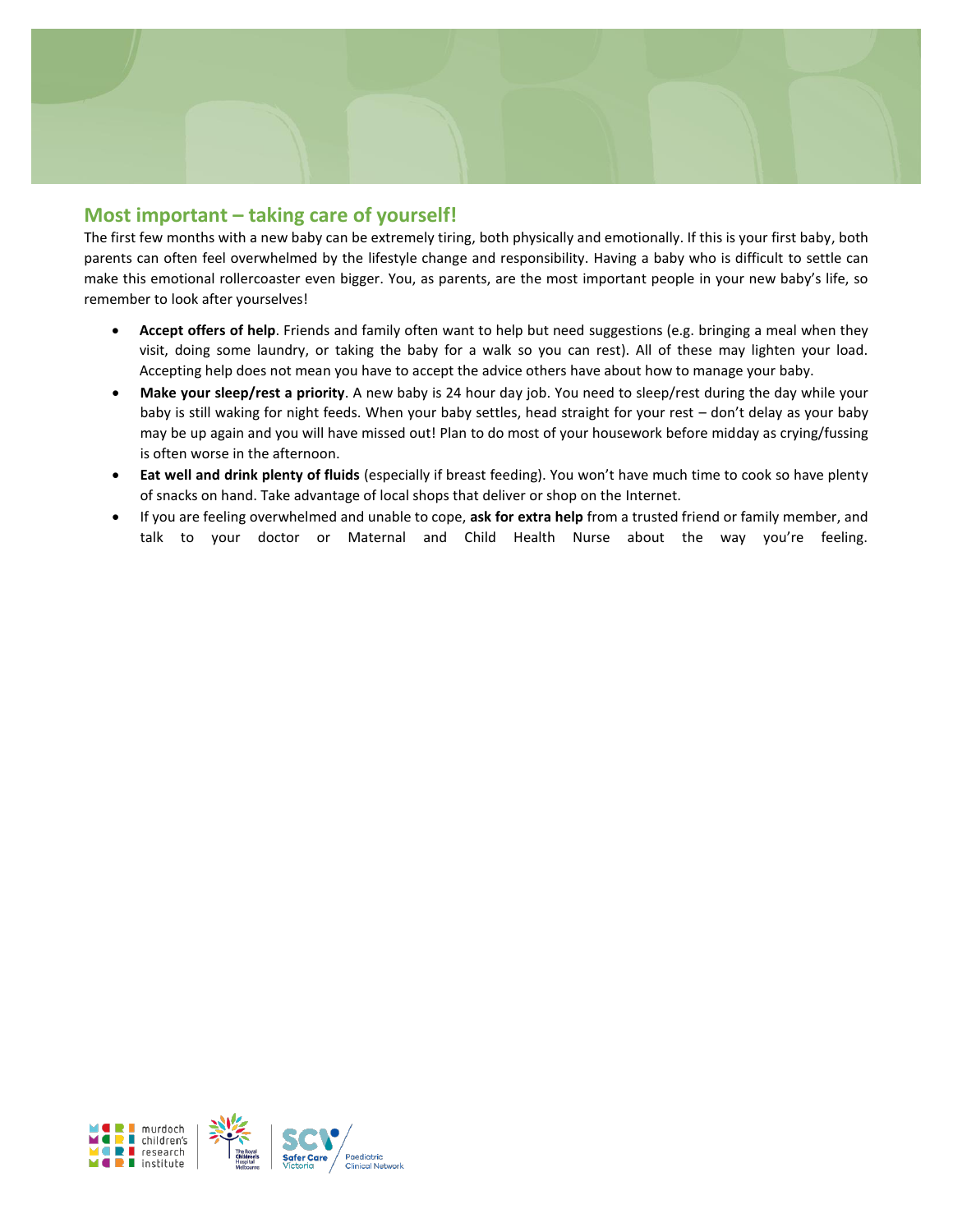## Most important – taking care of yourself!

The first few months with a new baby can be extremely tiring, both physically and emotionally. If this is your first baby, both parents can often feel overwhelmed by the lifestyle change and responsibility. Having a baby who is difficult to settle can make this emotional rollercoaster even bigger. You, as parents, are the most important people in your new baby's life, so remember to look after yourselves!

- **Accept offers of help**. Friends and family often want to help but need suggestions (e.g. bringing a meal when they visit, doing some laundry, or taking the baby for a walk so you can rest). All of these may lighten your load. Accepting help does not mean you have to accept the advice others have about how to manage your baby.
- **Make your sleep/rest a priority**. A new baby is 24 hour day job. You need to sleep/rest during the day while your baby is still waking for night feeds. When your baby settles, head straight for your rest – don't delay as your baby may be up again and you will have missed out! Plan to do most of your housework before midday as crying/fussing is often worse in the afternoon.
- **Eat well and drink plenty of fluids** (especially if breast feeding). You won't have much time to cook so have plenty of snacks on hand. Take advantage of local shops that deliver or shop on the Internet.
- If you are feeling overwhelmed and unable to cope, **ask for extra help** from a trusted friend or family member, and talk to your doctor or Maternal and Child Health Nurse about the way you're feeling.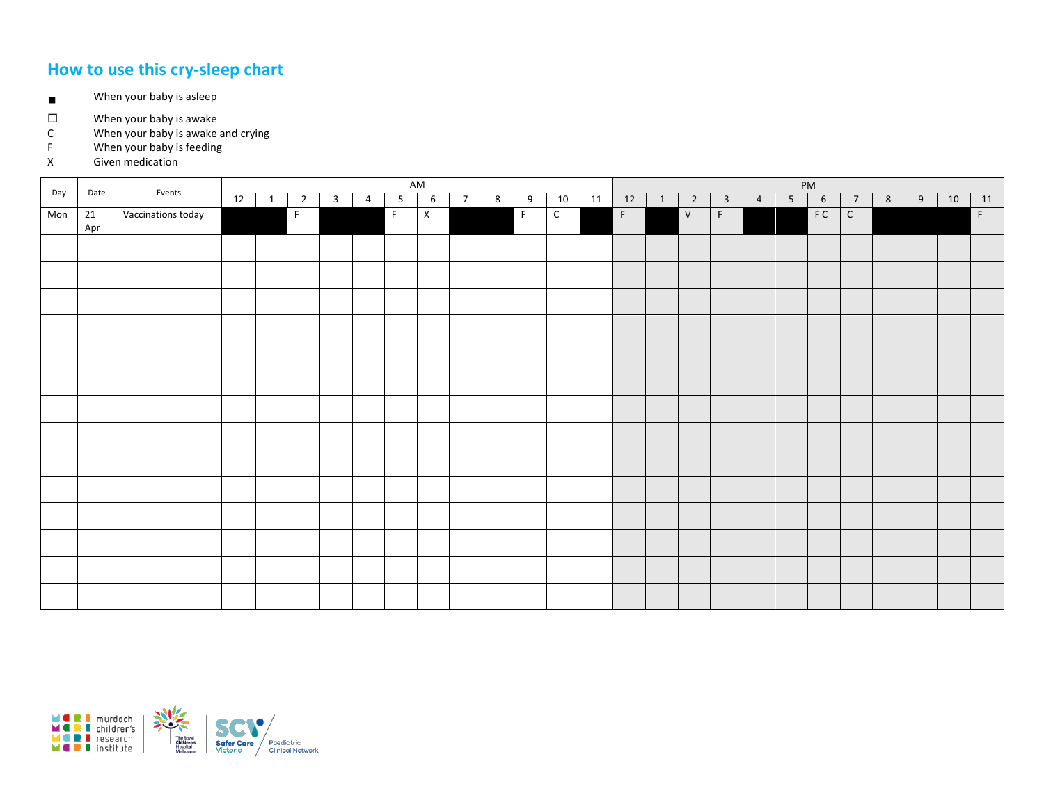## How to use this cry-sleep chart

■ When your baby is asleep

☐ When your baby is awake

C When your baby is awake and crying

F When your baby is feeding

X Given medication

| Day | Date | Events | AM | | | | | | | | | | | | PM | | | | | | | | | | | |
|---|---|---|---|---|---|---|---|---|---|---|---|---|---|---|---|---|---|---|---|---|---|---|---|---|---|---|
| | | | 12 | 1 | 2 | 3 | 4 | 5 | 6 | 7 | 8 | 9 | 10 | 11 | 12 | 1 | 2 | 3 | 4 | 5 | 6 | 7 | 8 | 9 | 10 | 11 |
| Mon | 21 Apr | Vaccinations today | ■ | ■ | F | ■ | ■ | F | X | ■ | ■ | F | C | ■ | F | ■ | V | F | ■ | ■ | F C | C | ■ | ■ | ■ | F |
| | | | | | | | | | | | | | | | | | | | | | | | | | | |
| | | | | | | | | | | | | | | | | | | | | | | | | | | |
| | | | | | | | | | | | | | | | | | | | | | | | | | | |
| | | | | | | | | | | | | | | | | | | | | | | | | | | |
| | | | | | | | | | | | | | | | | | | | | | | | | | | |
| | | | | | | | | | | | | | | | | | | | | | | | | | | |
| | | | | | | | | | | | | | | | | | | | | | | | | | | |
| | | | | | | | | | | | | | | | | | | | | | | | | | | |
| | | | | | | | | | | | | | | | | | | | | | | | | | | |
| | | | | | | | | | | | | | | | | | | | | | | | | | | |
| | | | | | | | | | | | | | | | | | | | | | | | | | | |
| | | | | | | | | | | | | | | | | | | | | | | | | | | |
| | | | | | | | | | | | | | | | | | | | | | | | | | | |
| | | | | | | | | | | | | | | | | | | | | | | | | | | |